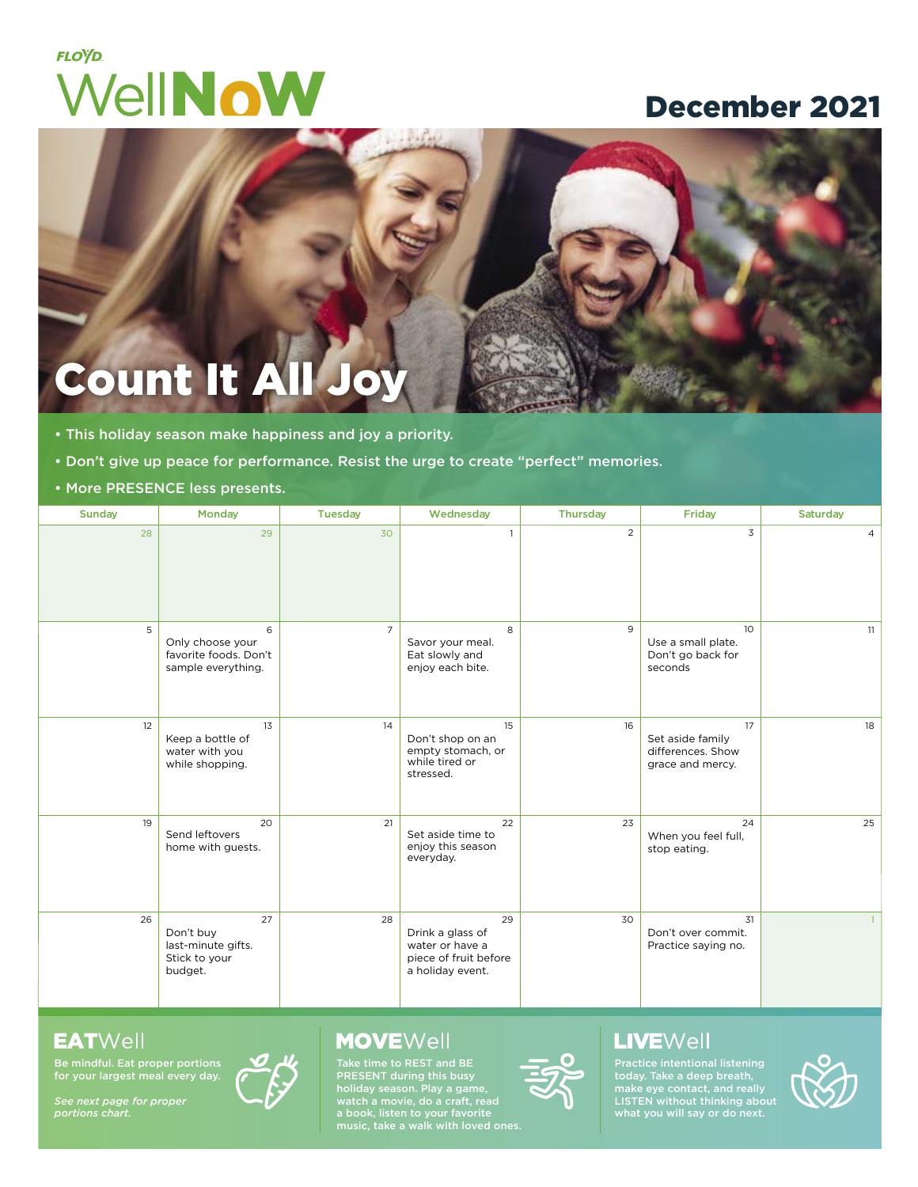FLOYD

# WellNoW

## December 2021

# Count It All Joy

- This holiday season make happiness and joy a priority.
- Don't give up peace for performance. Resist the urge to create "perfect" memories.
- More PRESENCE less presents.

| Sunday | Monday | Tuesday | Wednesday | Thursday | Friday | Saturday |
|---|---|---|---|---|---|---|
| 28 | 29 | 30 | 1 | 2 | 3 | 4 |
| 5 | 6 Only choose your favorite foods. Don't sample everything. | 7 | 8 Savor your meal. Eat slowly and enjoy each bite. | 9 | 10 Use a small plate. Don't go back for seconds | 11 |
| 12 | 13 Keep a bottle of water with you while shopping. | 14 | 15 Don't shop on an empty stomach, or while tired or stressed. | 16 | 17 Set aside family differences. Show grace and mercy. | 18 |
| 19 | 20 Send leftovers home with guests. | 21 | 22 Set aside time to enjoy this season everyday. | 23 | 24 When you feel full, stop eating. | 25 |
| 26 | 27 Don't buy last-minute gifts. Stick to your budget. | 28 | 29 Drink a glass of water or have a piece of fruit before a holiday event. | 30 | 31 Don't over commit. Practice saying no. | 1 |

### EATWell

Be mindful. Eat proper portions for your largest meal every day.

*See next page for proper portions chart.*

### MOVEWell

Take time to REST and BE PRESENT during this busy holiday season. Play a game, watch a movie, do a craft, read a book, listen to your favorite music, take a walk with loved ones.

### LIVEWell

Practice intentional listening today. Take a deep breath, make eye contact, and really LISTEN without thinking about what you will say or do next.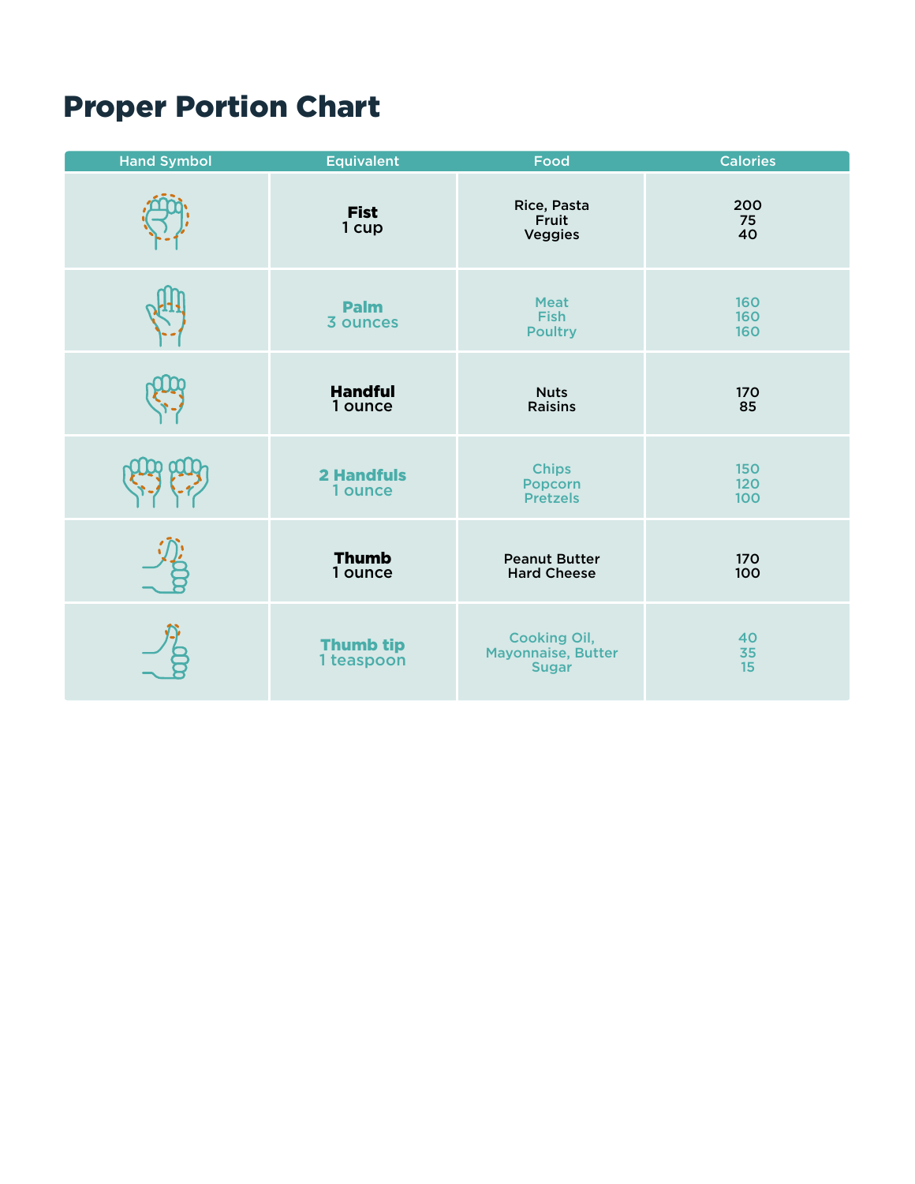# Proper Portion Chart

| Hand Symbol | Equivalent | Food | Calories |
| --- | --- | --- | --- |
| | **Fist** 1 cup | Rice, Pasta<br>Fruit<br>Veggies | 200<br>75<br>40 |
| | **Palm** 3 ounces | Meat<br>Fish<br>Poultry | 160<br>160<br>160 |
| | **Handful** 1 ounce | Nuts<br>Raisins | 170<br>85 |
| | **2 Handfuls** 1 ounce | Chips<br>Popcorn<br>Pretzels | 150<br>120<br>100 |
| | **Thumb** 1 ounce | Peanut Butter<br>Hard Cheese | 170<br>100 |
| | **Thumb tip** 1 teaspoon | Cooking Oil,<br>Mayonnaise, Butter<br>Sugar | 40<br>35<br>15 |